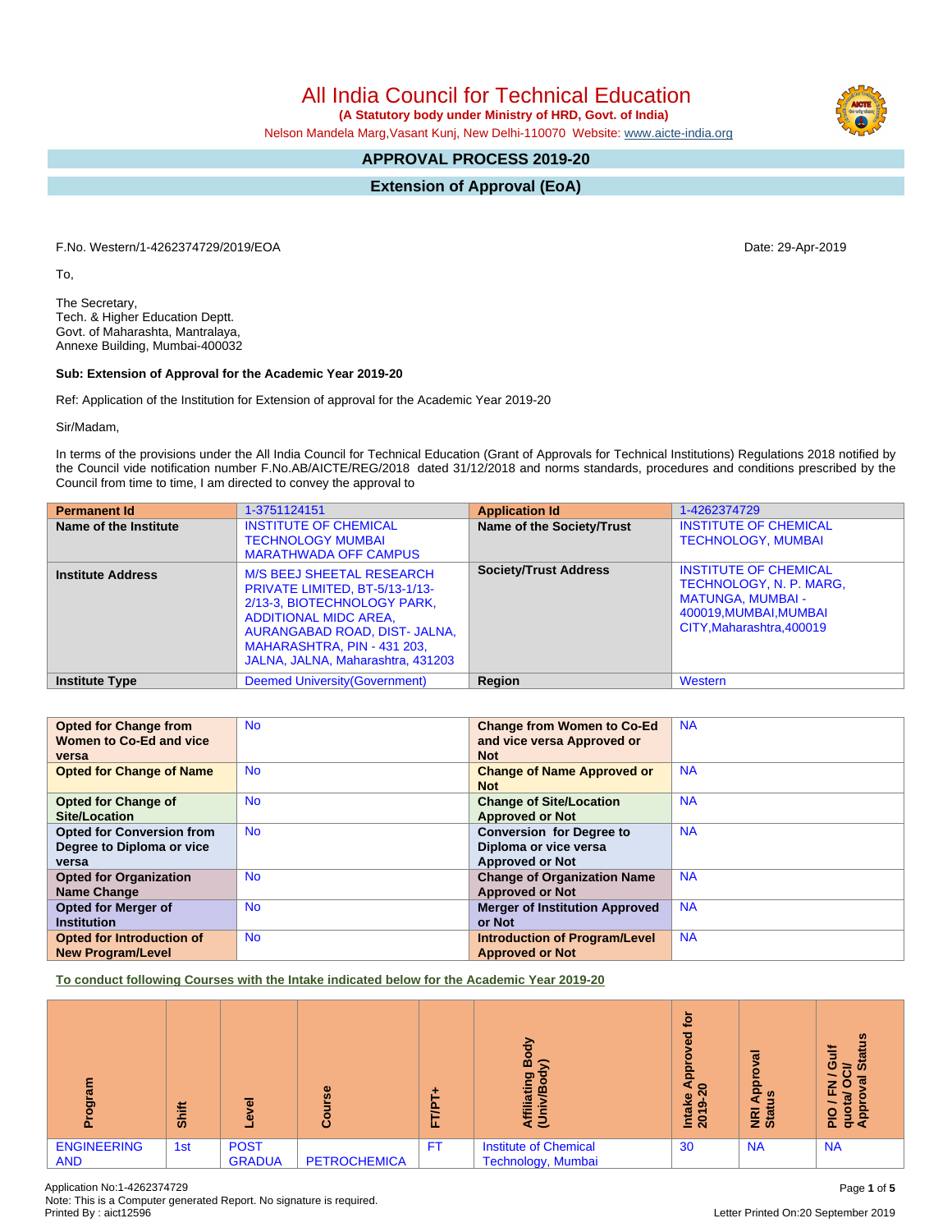# All India Council for Technical Education

**(A Statutory body under Ministry of HRD, Govt. of India)**

Nelson Mandela Marg,Vasant Kunj, New Delhi-110070 Website: www.aicte-india.org

## APPROVAL PROCESS 2019-20

## Extension of Approval (EoA)

F.No. Western/1-4262374729/2019/EOA

Date: 29-Apr-2019

To,

The Secretary,
Tech. & Higher Education Deptt.
Govt. of Maharashta, Mantralaya,
Annexe Building, Mumbai-400032

**Sub: Extension of Approval for the Academic Year 2019-20**

Ref: Application of the Institution for Extension of approval for the Academic Year 2019-20

Sir/Madam,

In terms of the provisions under the All India Council for Technical Education (Grant of Approvals for Technical Institutions) Regulations 2018 notified by the Council vide notification number F.No.AB/AICTE/REG/2018 dated 31/12/2018 and norms standards, procedures and conditions prescribed by the Council from time to time, I am directed to convey the approval to

| Permanent Id | 1-3751124151 | Application Id | 1-4262374729 |
|---|---|---|---|
| Name of the Institute | INSTITUTE OF CHEMICAL TECHNOLOGY MUMBAI MARATHWADA OFF CAMPUS | Name of the Society/Trust | INSTITUTE OF CHEMICAL TECHNOLOGY, MUMBAI |
| Institute Address | M/S BEEJ SHEETAL RESEARCH PRIVATE LIMITED, BT-5/13-1/13-2/13-3, BIOTECHNOLOGY PARK, ADDITIONAL MIDC AREA, AURANGABAD ROAD, DIST- JALNA, MAHARASHTRA, PIN - 431 203, JALNA, JALNA, Maharashtra, 431203 | Society/Trust Address | INSTITUTE OF CHEMICAL TECHNOLOGY, N. P. MARG, MATUNGA, MUMBAI - 400019,MUMBAI,MUMBAI CITY,Maharashtra,400019 |
| Institute Type | Deemed University(Government) | Region | Western |

| Opted for Change from Women to Co-Ed and vice versa | No | Change from Women to Co-Ed and vice versa Approved or Not | NA |
|---|---|---|---|
| Opted for Change of Name | No | Change of Name Approved or Not | NA |
| Opted for Change of Site/Location | No | Change of Site/Location Approved or Not | NA |
| Opted for Conversion from Degree to Diploma or vice versa | No | Conversion for Degree to Diploma or vice versa Approved or Not | NA |
| Opted for Organization Name Change | No | Change of Organization Name Approved or Not | NA |
| Opted for Merger of Institution | No | Merger of Institution Approved or Not | NA |
| Opted for Introduction of New Program/Level | No | Introduction of Program/Level Approved or Not | NA |

**To conduct following Courses with the Intake indicated below for the Academic Year 2019-20**

| Program | Shift | Level | Course | FT/PT+ | Affiliating Body (Univ/Body) | Intake Approved for 2019-20 | NRI Approval Status | PIO / FN / Gulf quota/ OCI/ Approval Status |
|---|---|---|---|---|---|---|---|---|
| ENGINEERING AND | 1st | POST GRADUA | PETROCHEMICA | FT | Institute of Chemical Technology, Mumbai | 30 | NA | NA |

Application No:1-4262374729
Note: This is a Computer generated Report. No signature is required.
Printed By : aict12596

Letter Printed On:20 September 2019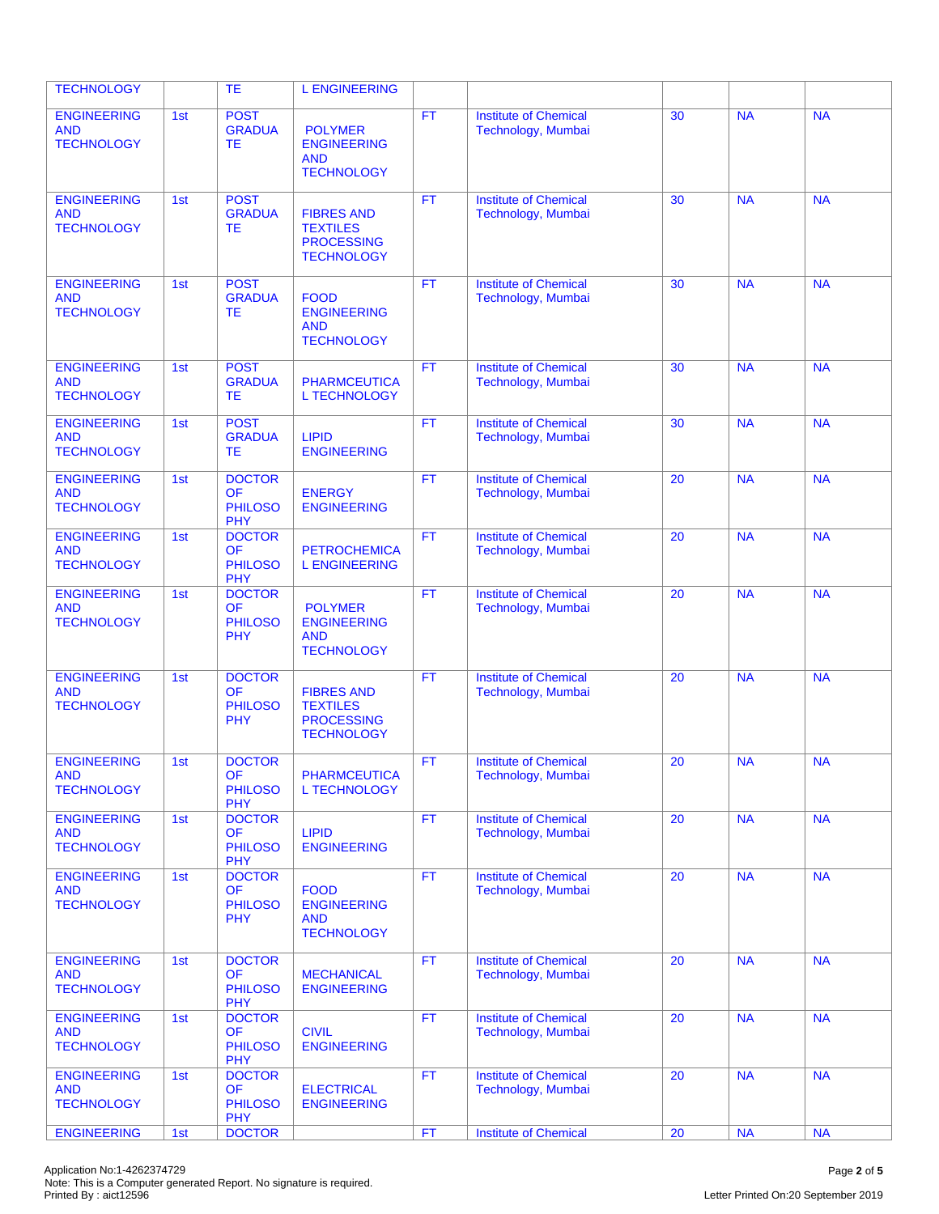| | | | | | | | | |
|---|---|---|---|---|---|---|---|---|
| TECHNOLOGY | | TE | L ENGINEERING | | | | | |
| ENGINEERING AND TECHNOLOGY | 1st | POST GRADUATE | POLYMER ENGINEERING AND TECHNOLOGY | FT | Institute of Chemical Technology, Mumbai | 30 | NA | NA |
| ENGINEERING AND TECHNOLOGY | 1st | POST GRADUATE | FIBRES AND TEXTILES PROCESSING TECHNOLOGY | FT | Institute of Chemical Technology, Mumbai | 30 | NA | NA |
| ENGINEERING AND TECHNOLOGY | 1st | POST GRADUATE | FOOD ENGINEERING AND TECHNOLOGY | FT | Institute of Chemical Technology, Mumbai | 30 | NA | NA |
| ENGINEERING AND TECHNOLOGY | 1st | POST GRADUATE | PHARMCEUTICAL TECHNOLOGY | FT | Institute of Chemical Technology, Mumbai | 30 | NA | NA |
| ENGINEERING AND TECHNOLOGY | 1st | POST GRADUATE | LIPID ENGINEERING | FT | Institute of Chemical Technology, Mumbai | 30 | NA | NA |
| ENGINEERING AND TECHNOLOGY | 1st | DOCTOR OF PHILOSOPHY | ENERGY ENGINEERING | FT | Institute of Chemical Technology, Mumbai | 20 | NA | NA |
| ENGINEERING AND TECHNOLOGY | 1st | DOCTOR OF PHILOSOPHY | PETROCHEMICAL ENGINEERING | FT | Institute of Chemical Technology, Mumbai | 20 | NA | NA |
| ENGINEERING AND TECHNOLOGY | 1st | DOCTOR OF PHILOSOPHY | POLYMER ENGINEERING AND TECHNOLOGY | FT | Institute of Chemical Technology, Mumbai | 20 | NA | NA |
| ENGINEERING AND TECHNOLOGY | 1st | DOCTOR OF PHILOSOPHY | FIBRES AND TEXTILES PROCESSING TECHNOLOGY | FT | Institute of Chemical Technology, Mumbai | 20 | NA | NA |
| ENGINEERING AND TECHNOLOGY | 1st | DOCTOR OF PHILOSOPHY | PHARMCEUTICAL TECHNOLOGY | FT | Institute of Chemical Technology, Mumbai | 20 | NA | NA |
| ENGINEERING AND TECHNOLOGY | 1st | DOCTOR OF PHILOSOPHY | LIPID ENGINEERING | FT | Institute of Chemical Technology, Mumbai | 20 | NA | NA |
| ENGINEERING AND TECHNOLOGY | 1st | DOCTOR OF PHILOSOPHY | FOOD ENGINEERING AND TECHNOLOGY | FT | Institute of Chemical Technology, Mumbai | 20 | NA | NA |
| ENGINEERING AND TECHNOLOGY | 1st | DOCTOR OF PHILOSOPHY | MECHANICAL ENGINEERING | FT | Institute of Chemical Technology, Mumbai | 20 | NA | NA |
| ENGINEERING AND TECHNOLOGY | 1st | DOCTOR OF PHILOSOPHY | CIVIL ENGINEERING | FT | Institute of Chemical Technology, Mumbai | 20 | NA | NA |
| ENGINEERING AND TECHNOLOGY | 1st | DOCTOR OF PHILOSOPHY | ELECTRICAL ENGINEERING | FT | Institute of Chemical Technology, Mumbai | 20 | NA | NA |
| ENGINEERING | 1st | DOCTOR | | FT | Institute of Chemical | 20 | NA | NA |

Application No:1-4262374729
Note: This is a Computer generated Report. No signature is required.
Printed By : aict12596

Letter Printed On:20 September 2019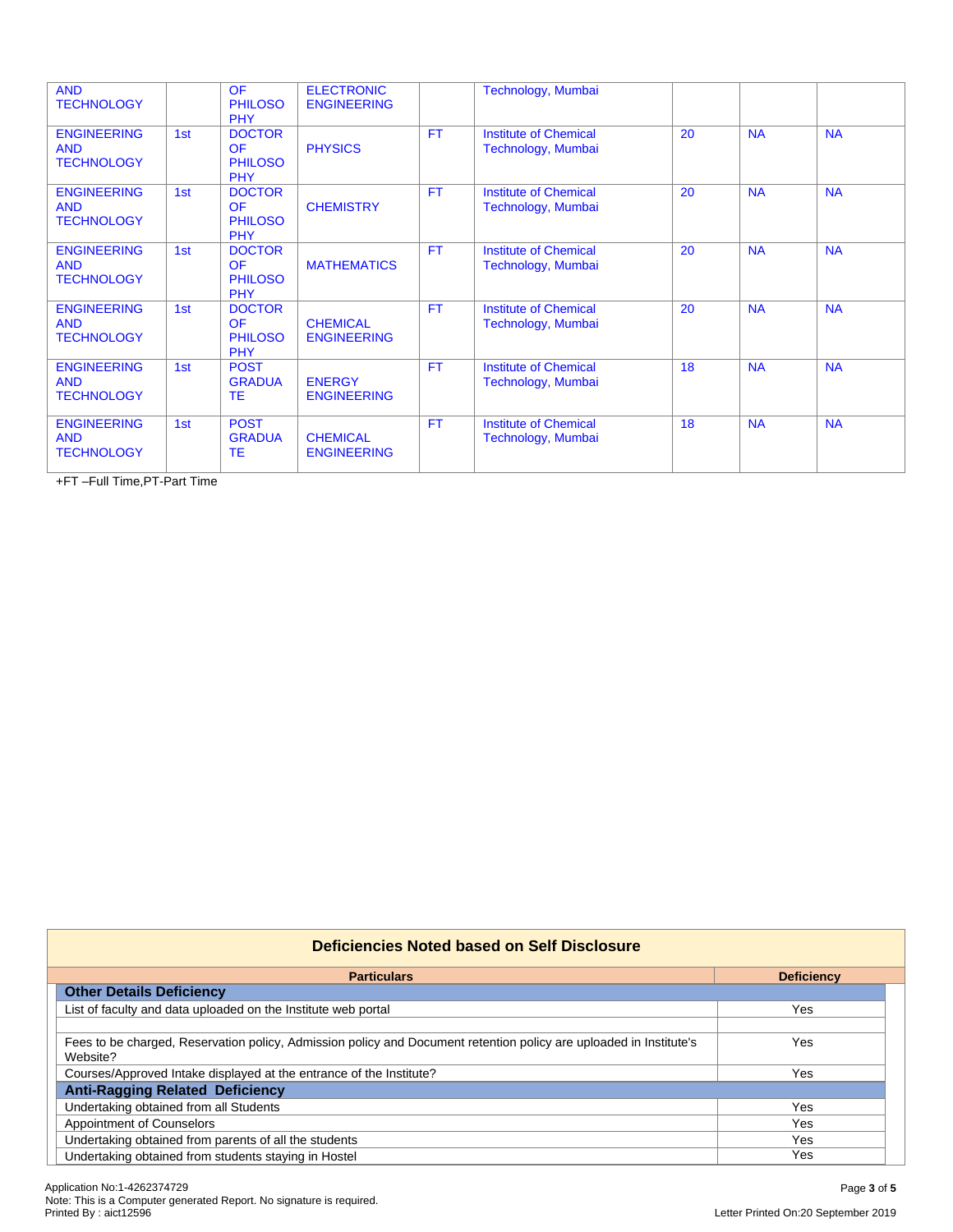| | | | | | | | | |
|---|---|---|---|---|---|---|---|---|
| AND TECHNOLOGY | | OF PHILOSOPHY | ELECTRONIC ENGINEERING | | Technology, Mumbai | | | |
| ENGINEERING AND TECHNOLOGY | 1st | DOCTOR OF PHILOSOPHY | PHYSICS | FT | Institute of Chemical Technology, Mumbai | 20 | NA | NA |
| ENGINEERING AND TECHNOLOGY | 1st | DOCTOR OF PHILOSOPHY | CHEMISTRY | FT | Institute of Chemical Technology, Mumbai | 20 | NA | NA |
| ENGINEERING AND TECHNOLOGY | 1st | DOCTOR OF PHILOSOPHY | MATHEMATICS | FT | Institute of Chemical Technology, Mumbai | 20 | NA | NA |
| ENGINEERING AND TECHNOLOGY | 1st | DOCTOR OF PHILOSOPHY | CHEMICAL ENGINEERING | FT | Institute of Chemical Technology, Mumbai | 20 | NA | NA |
| ENGINEERING AND TECHNOLOGY | 1st | POST GRADUATE | ENERGY ENGINEERING | FT | Institute of Chemical Technology, Mumbai | 18 | NA | NA |
| ENGINEERING AND TECHNOLOGY | 1st | POST GRADUATE | CHEMICAL ENGINEERING | FT | Institute of Chemical Technology, Mumbai | 18 | NA | NA |

+FT –Full Time,PT-Part Time

## Deficiencies Noted based on Self Disclosure

| Particulars | Deficiency |
|---|---|
| **Other Details Deficiency** | |
| List of faculty and data uploaded on the Institute web portal | Yes |
| | |
| Fees to be charged, Reservation policy, Admission policy and Document retention policy are uploaded in Institute's Website? | Yes |
| Courses/Approved Intake displayed at the entrance of the Institute? | Yes |
| **Anti-Ragging Related Deficiency** | |
| Undertaking obtained from all Students | Yes |
| Appointment of Counselors | Yes |
| Undertaking obtained from parents of all the students | Yes |
| Undertaking obtained from students staying in Hostel | Yes |

Application No:1-4262374729
Note: This is a Computer generated Report. No signature is required.
Printed By : aict12596

Letter Printed On:20 September 2019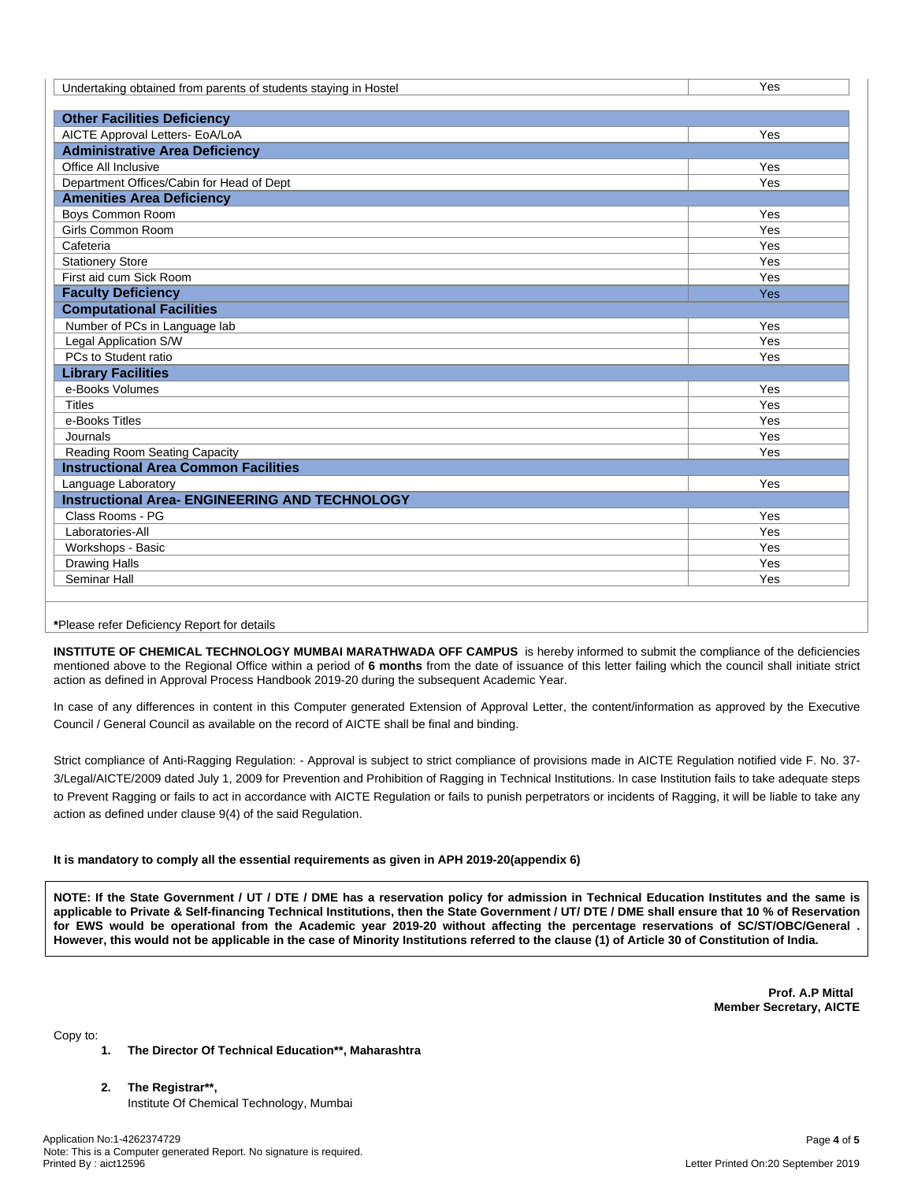| Undertaking obtained from parents of students staying in Hostel | Yes |
|---|---|
| **Other Facilities Deficiency** | |
| AICTE Approval Letters- EoA/LoA | Yes |
| **Administrative Area Deficiency** | |
| Office All Inclusive | Yes |
| Department Offices/Cabin for Head of Dept | Yes |
| **Amenities Area Deficiency** | |
| Boys Common Room | Yes |
| Girls Common Room | Yes |
| Cafeteria | Yes |
| Stationery Store | Yes |
| First aid cum Sick Room | Yes |
| **Faculty Deficiency** | Yes |
| **Computational Facilities** | |
| Number of PCs in Language lab | Yes |
| Legal Application S/W | Yes |
| PCs to Student ratio | Yes |
| **Library Facilities** | |
| e-Books Volumes | Yes |
| Titles | Yes |
| e-Books Titles | Yes |
| Journals | Yes |
| Reading Room Seating Capacity | Yes |
| **Instructional Area Common Facilities** | |
| Language Laboratory | Yes |
| **Instructional Area- ENGINEERING AND TECHNOLOGY** | |
| Class Rooms - PG | Yes |
| Laboratories-All | Yes |
| Workshops - Basic | Yes |
| Drawing Halls | Yes |
| Seminar Hall | Yes |

**\***Please refer Deficiency Report for details

**INSTITUTE OF CHEMICAL TECHNOLOGY MUMBAI MARATHWADA OFF CAMPUS** is hereby informed to submit the compliance of the deficiencies mentioned above to the Regional Office within a period of **6 months** from the date of issuance of this letter failing which the council shall initiate strict action as defined in Approval Process Handbook 2019-20 during the subsequent Academic Year.

In case of any differences in content in this Computer generated Extension of Approval Letter, the content/information as approved by the Executive Council / General Council as available on the record of AICTE shall be final and binding.

Strict compliance of Anti-Ragging Regulation: - Approval is subject to strict compliance of provisions made in AICTE Regulation notified vide F. No. 37-3/Legal/AICTE/2009 dated July 1, 2009 for Prevention and Prohibition of Ragging in Technical Institutions. In case Institution fails to take adequate steps to Prevent Ragging or fails to act in accordance with AICTE Regulation or fails to punish perpetrators or incidents of Ragging, it will be liable to take any action as defined under clause 9(4) of the said Regulation.

**It is mandatory to comply all the essential requirements as given in APH 2019-20(appendix 6)**

**NOTE: If the State Government / UT / DTE / DME has a reservation policy for admission in Technical Education Institutes and the same is applicable to Private & Self-financing Technical Institutions, then the State Government / UT/ DTE / DME shall ensure that 10 % of Reservation for EWS would be operational from the Academic year 2019-20 without affecting the percentage reservations of SC/ST/OBC/General . However, this would not be applicable in the case of Minority Institutions referred to the clause (1) of Article 30 of Constitution of India.**

**Prof. A.P Mittal**
**Member Secretary, AICTE**

Copy to:

1. **The Director Of Technical Education\*\*, Maharashtra**

2. **The Registrar\*\*,**
   Institute Of Chemical Technology, Mumbai

Application No:1-4262374729
Note: This is a Computer generated Report. No signature is required.
Printed By : aict12596

Letter Printed On:20 September 2019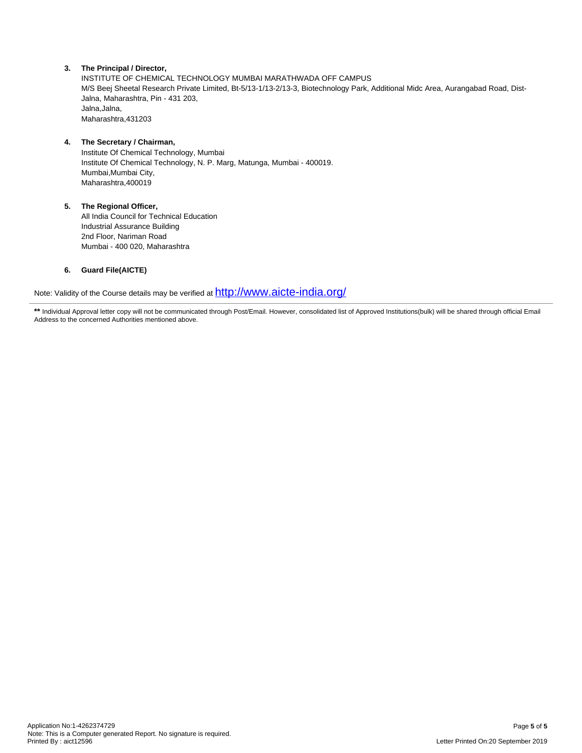3. **The Principal / Director,**
   INSTITUTE OF CHEMICAL TECHNOLOGY MUMBAI MARATHWADA OFF CAMPUS
   M/S Beej Sheetal Research Private Limited, Bt-5/13-1/13-2/13-3, Biotechnology Park, Additional Midc Area, Aurangabad Road, Dist-Jalna, Maharashtra, Pin - 431 203,
   Jalna,Jalna,
   Maharashtra,431203

4. **The Secretary / Chairman,**
   Institute Of Chemical Technology, Mumbai
   Institute Of Chemical Technology, N. P. Marg, Matunga, Mumbai - 400019.
   Mumbai,Mumbai City,
   Maharashtra,400019

5. **The Regional Officer,**
   All India Council for Technical Education
   Industrial Assurance Building
   2nd Floor, Nariman Road
   Mumbai - 400 020, Maharashtra

6. **Guard File(AICTE)**

Note: Validity of the Course details may be verified at http://www.aicte-india.org/

---

**\*\*** Individual Approval letter copy will not be communicated through Post/Email. However, consolidated list of Approved Institutions(bulk) will be shared through official Email Address to the concerned Authorities mentioned above.

Application No:1-4262374729
Note: This is a Computer generated Report. No signature is required.
Printed By : aict12596

Letter Printed On:20 September 2019